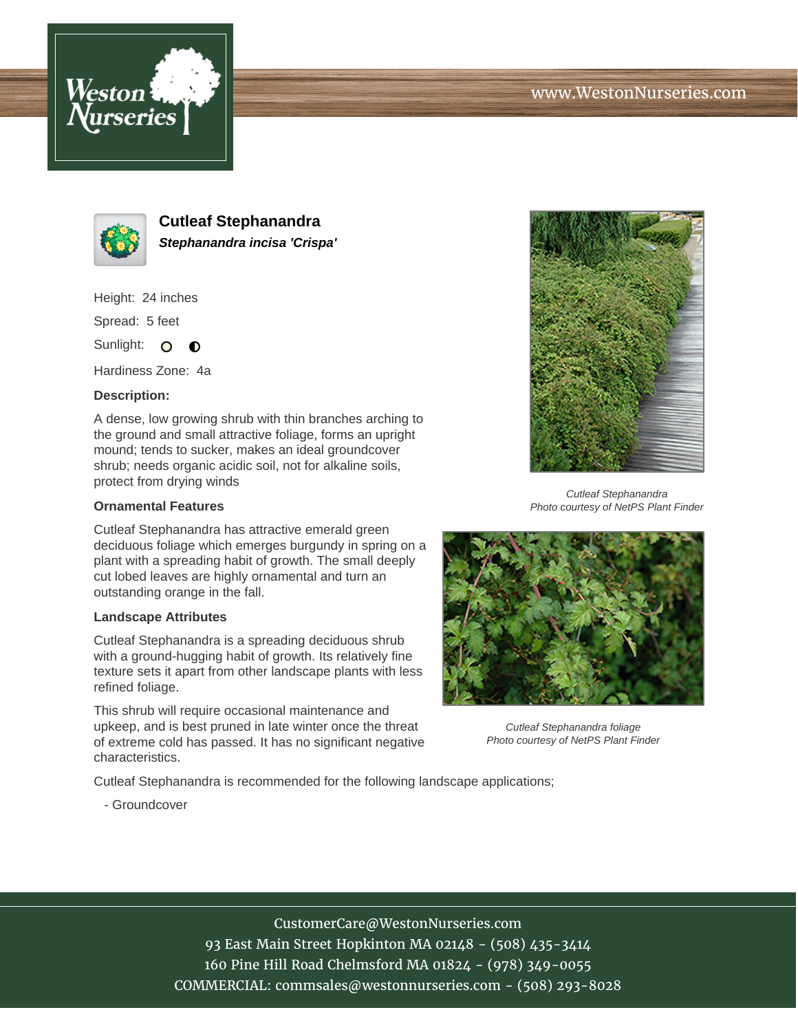# Cutleaf Stephanandra

***Stephanandra incisa 'Crispa'***

Height: 24 inches

Spread: 5 feet

Sunlight: ○ ◐

Hardiness Zone: 4a

**Description:**

A dense, low growing shrub with thin branches arching to the ground and small attractive foliage, forms an upright mound; tends to sucker, makes an ideal groundcover shrub; needs organic acidic soil, not for alkaline soils, protect from drying winds

### Ornamental Features

Cutleaf Stephanandra has attractive emerald green deciduous foliage which emerges burgundy in spring on a plant with a spreading habit of growth. The small deeply cut lobed leaves are highly ornamental and turn an outstanding orange in the fall.

### Landscape Attributes

Cutleaf Stephanandra is a spreading deciduous shrub with a ground-hugging habit of growth. Its relatively fine texture sets it apart from other landscape plants with less refined foliage.

This shrub will require occasional maintenance and upkeep, and is best pruned in late winter once the threat of extreme cold has passed. It has no significant negative characteristics.

Cutleaf Stephanandra is recommended for the following landscape applications;

- Groundcover

*Cutleaf Stephanandra*
*Photo courtesy of NetPS Plant Finder*

*Cutleaf Stephanandra foliage*
*Photo courtesy of NetPS Plant Finder*

CustomerCare@WestonNurseries.com
93 East Main Street Hopkinton MA 02148 - (508) 435-3414
160 Pine Hill Road Chelmsford MA 01824 - (978) 349-0055
COMMERCIAL: commsales@westonnurseries.com - (508) 293-8028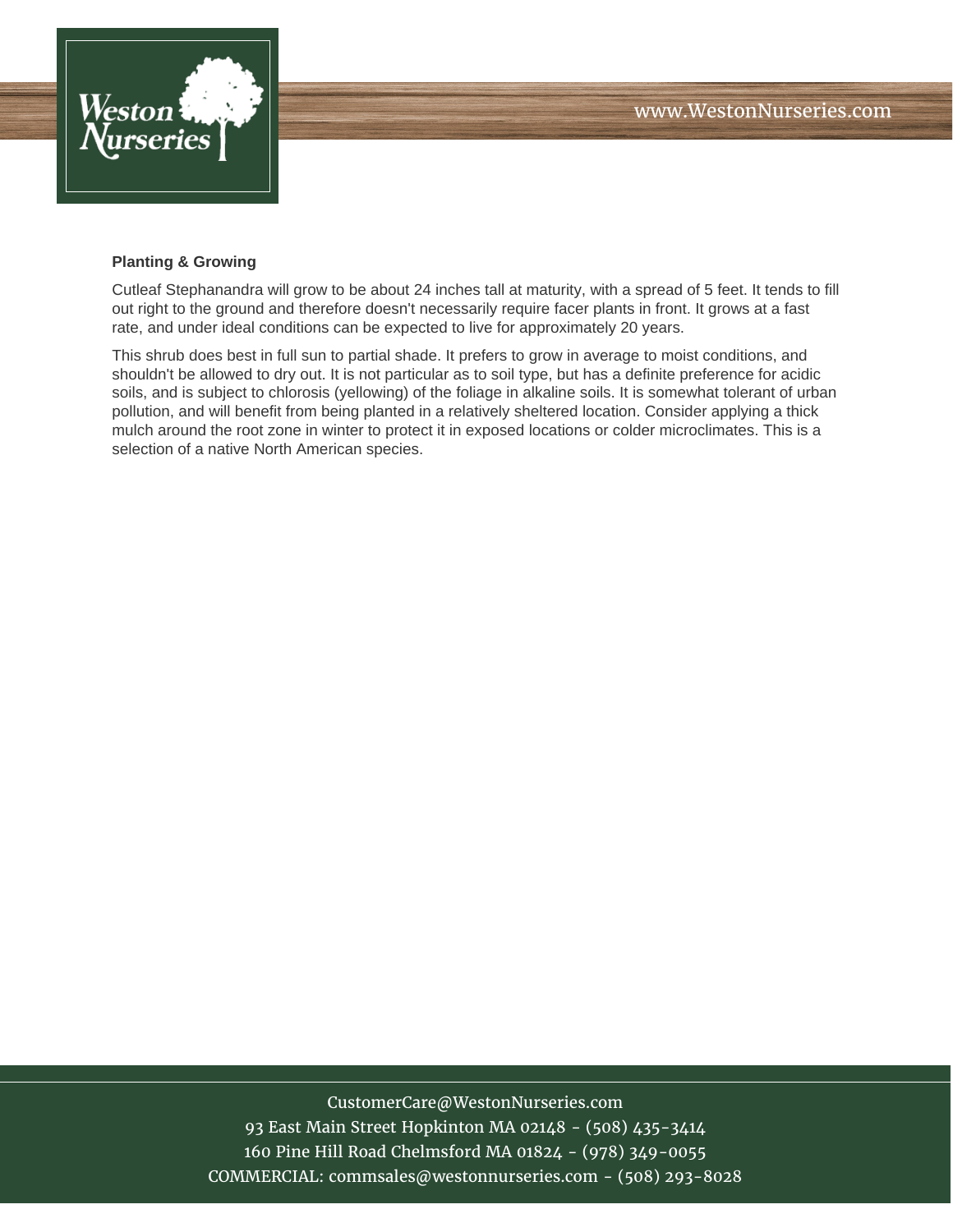### Planting & Growing

Cutleaf Stephanandra will grow to be about 24 inches tall at maturity, with a spread of 5 feet. It tends to fill out right to the ground and therefore doesn't necessarily require facer plants in front. It grows at a fast rate, and under ideal conditions can be expected to live for approximately 20 years.

This shrub does best in full sun to partial shade. It prefers to grow in average to moist conditions, and shouldn't be allowed to dry out. It is not particular as to soil type, but has a definite preference for acidic soils, and is subject to chlorosis (yellowing) of the foliage in alkaline soils. It is somewhat tolerant of urban pollution, and will benefit from being planted in a relatively sheltered location. Consider applying a thick mulch around the root zone in winter to protect it in exposed locations or colder microclimates. This is a selection of a native North American species.